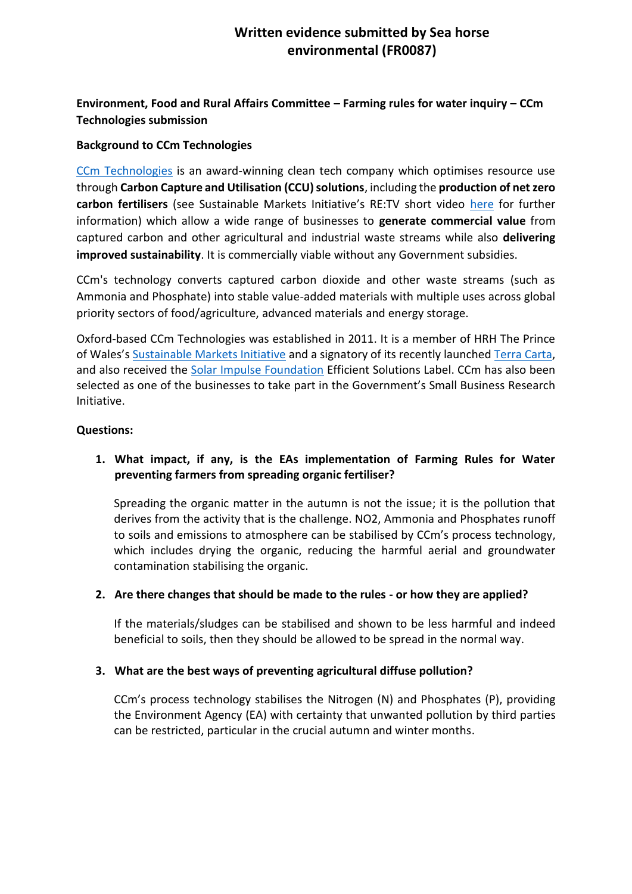# Written evidence submitted by Sea horse environmental (FR0087)

**Environment, Food and Rural Affairs Committee – Farming rules for water inquiry – CCm Technologies submission**

**Background to CCm Technologies**

CCm Technologies is an award-winning clean tech company which optimises resource use through **Carbon Capture and Utilisation (CCU) solutions**, including the **production of net zero carbon fertilisers** (see Sustainable Markets Initiative's RE:TV short video here for further information) which allow a wide range of businesses to **generate commercial value** from captured carbon and other agricultural and industrial waste streams while also **delivering improved sustainability**. It is commercially viable without any Government subsidies.

CCm's technology converts captured carbon dioxide and other waste streams (such as Ammonia and Phosphate) into stable value-added materials with multiple uses across global priority sectors of food/agriculture, advanced materials and energy storage.

Oxford-based CCm Technologies was established in 2011. It is a member of HRH The Prince of Wales's Sustainable Markets Initiative and a signatory of its recently launched Terra Carta, and also received the Solar Impulse Foundation Efficient Solutions Label. CCm has also been selected as one of the businesses to take part in the Government's Small Business Research Initiative.

**Questions:**

1. **What impact, if any, is the EAs implementation of Farming Rules for Water preventing farmers from spreading organic fertiliser?**

   Spreading the organic matter in the autumn is not the issue; it is the pollution that derives from the activity that is the challenge. NO2, Ammonia and Phosphates runoff to soils and emissions to atmosphere can be stabilised by CCm's process technology, which includes drying the organic, reducing the harmful aerial and groundwater contamination stabilising the organic.

2. **Are there changes that should be made to the rules - or how they are applied?**

   If the materials/sludges can be stabilised and shown to be less harmful and indeed beneficial to soils, then they should be allowed to be spread in the normal way.

3. **What are the best ways of preventing agricultural diffuse pollution?**

   CCm's process technology stabilises the Nitrogen (N) and Phosphates (P), providing the Environment Agency (EA) with certainty that unwanted pollution by third parties can be restricted, particular in the crucial autumn and winter months.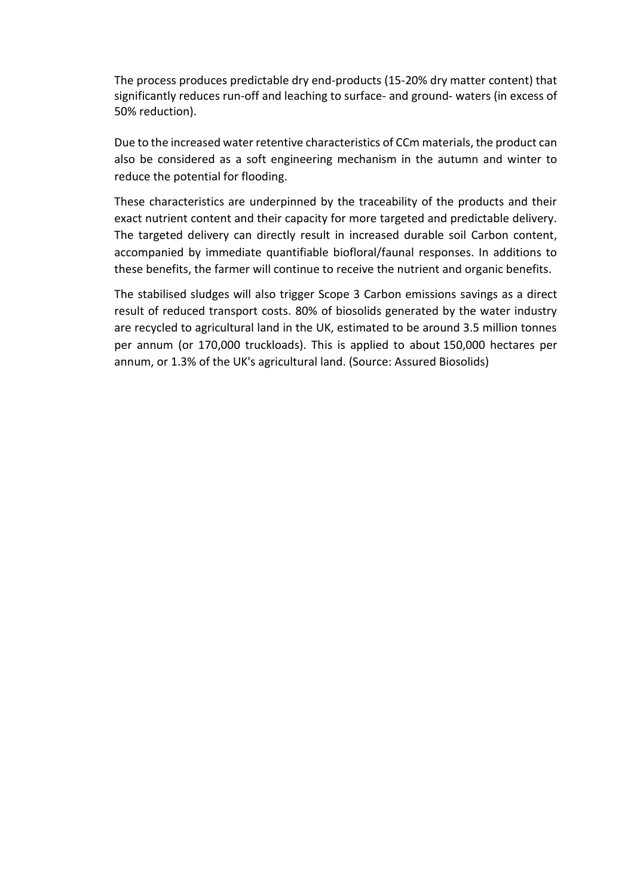The process produces predictable dry end-products (15-20% dry matter content) that significantly reduces run-off and leaching to surface- and ground- waters (in excess of 50% reduction).

Due to the increased water retentive characteristics of CCm materials, the product can also be considered as a soft engineering mechanism in the autumn and winter to reduce the potential for flooding.

These characteristics are underpinned by the traceability of the products and their exact nutrient content and their capacity for more targeted and predictable delivery. The targeted delivery can directly result in increased durable soil Carbon content, accompanied by immediate quantifiable biofloral/faunal responses. In additions to these benefits, the farmer will continue to receive the nutrient and organic benefits.

The stabilised sludges will also trigger Scope 3 Carbon emissions savings as a direct result of reduced transport costs. 80% of biosolids generated by the water industry are recycled to agricultural land in the UK, estimated to be around 3.5 million tonnes per annum (or 170,000 truckloads). This is applied to about 150,000 hectares per annum, or 1.3% of the UK's agricultural land. (Source: Assured Biosolids)